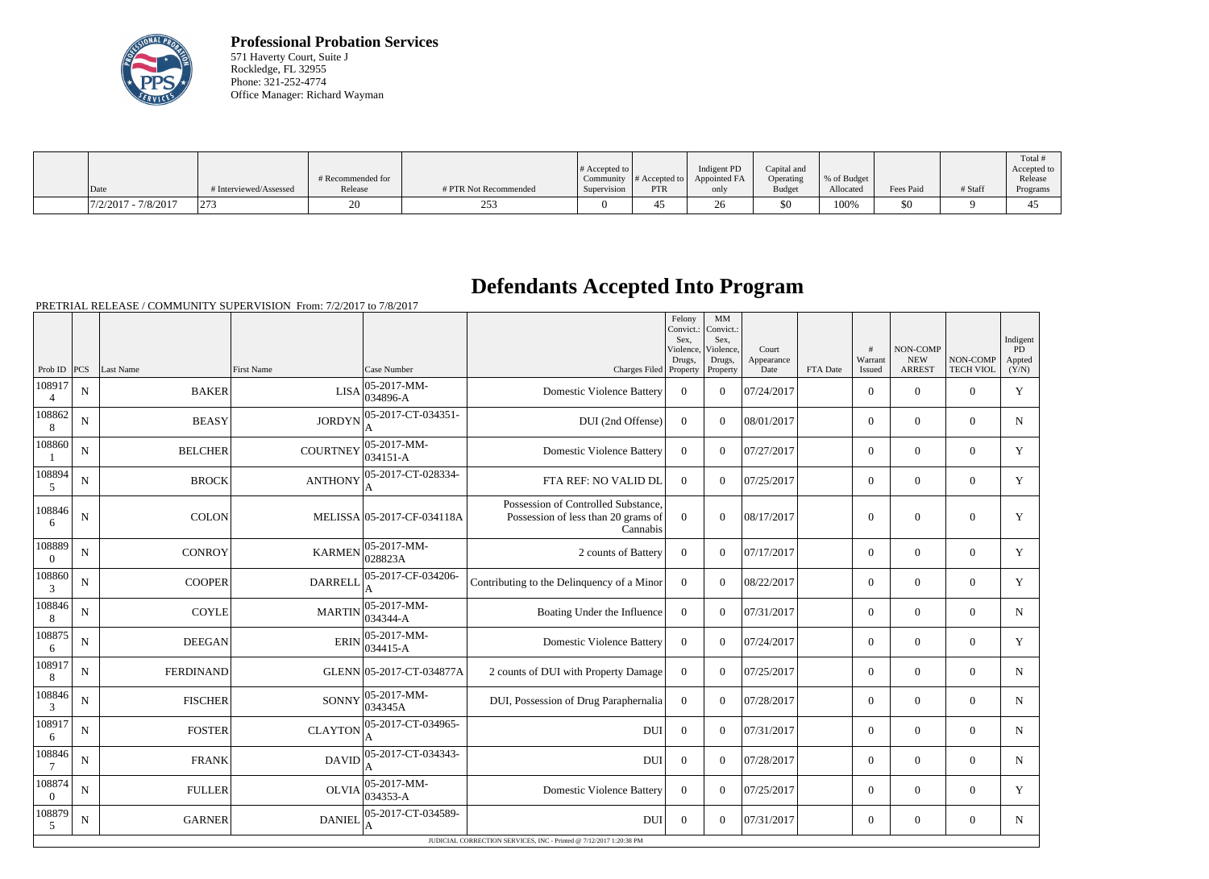**Professional Probation Services**
571 Haverty Court, Suite J
Rockledge, FL 32955
Phone: 321-252-4774
Office Manager: Richard Wayman

| Date | # Interviewed/Assessed | # Recommended for Release | # PTR Not Recommended | # Accepted to Community Supervision | # Accepted to PTR | Indigent PD Appointed FA only | Capital and Operating Budget | % of Budget Allocated | Fees Paid | # Staff | Total # Accepted to Release Programs |
|---|---|---|---|---|---|---|---|---|---|---|---|
| 7/2/2017 - 7/8/2017 | 273 | 20 | 253 | 0 | 45 | 26 | $0 | 100% | $0 | 9 | 45 |

# Defendants Accepted Into Program

PRETRIAL RELEASE / COMMUNITY SUPERVISION From: 7/2/2017 to 7/8/2017

| Prob ID | PCS | Last Name | First Name | Case Number | Charges Filed | Felony Convict.: Sex, Violence, Drugs, Property | MM Convict.: Sex, Violence, Drugs, Property | Court Appearance Date | FTA Date | # Warrant Issued | NON-COMP NEW ARREST | NON-COMP TECH VIOL | Indigent PD Appted (Y/N) |
|---|---|---|---|---|---|---|---|---|---|---|---|---|---|
| 1089174 | N | BAKER | LISA | 05-2017-MM-034896-A | Domestic Violence Battery | 0 | 0 | 07/24/2017 | | 0 | 0 | 0 | Y |
| 1088628 | N | BEASY | JORDYN | 05-2017-CT-034351-A | DUI (2nd Offense) | 0 | 0 | 08/01/2017 | | 0 | 0 | 0 | N |
| 1088601 | N | BELCHER | COURTNEY | 05-2017-MM-034151-A | Domestic Violence Battery | 0 | 0 | 07/27/2017 | | 0 | 0 | 0 | Y |
| 1088945 | N | BROCK | ANTHONY | 05-2017-CT-028334-A | FTA REF: NO VALID DL | 0 | 0 | 07/25/2017 | | 0 | 0 | 0 | Y |
| 1088466 | N | COLON | MELISSA | 05-2017-CF-034118A | Possession of Controlled Substance, Possession of less than 20 grams of Cannabis | 0 | 0 | 08/17/2017 | | 0 | 0 | 0 | Y |
| 1088890 | N | CONROY | KARMEN | 05-2017-MM-028823A | 2 counts of Battery | 0 | 0 | 07/17/2017 | | 0 | 0 | 0 | Y |
| 1088603 | N | COOPER | DARRELL | 05-2017-CF-034206-A | Contributing to the Delinquency of a Minor | 0 | 0 | 08/22/2017 | | 0 | 0 | 0 | Y |
| 1088468 | N | COYLE | MARTIN | 05-2017-MM-034344-A | Boating Under the Influence | 0 | 0 | 07/31/2017 | | 0 | 0 | 0 | N |
| 1088756 | N | DEEGAN | ERIN | 05-2017-MM-034415-A | Domestic Violence Battery | 0 | 0 | 07/24/2017 | | 0 | 0 | 0 | Y |
| 1089178 | N | FERDINAND | GLENN | 05-2017-CT-034877A | 2 counts of DUI with Property Damage | 0 | 0 | 07/25/2017 | | 0 | 0 | 0 | N |
| 1088463 | N | FISCHER | SONNY | 05-2017-MM-034345A | DUI, Possession of Drug Paraphernalia | 0 | 0 | 07/28/2017 | | 0 | 0 | 0 | N |
| 1089176 | N | FOSTER | CLAYTON | 05-2017-CT-034965-A | DUI | 0 | 0 | 07/31/2017 | | 0 | 0 | 0 | N |
| 1088467 | N | FRANK | DAVID | 05-2017-CT-034343-A | DUI | 0 | 0 | 07/28/2017 | | 0 | 0 | 0 | N |
| 1088740 | N | FULLER | OLVIA | 05-2017-MM-034353-A | Domestic Violence Battery | 0 | 0 | 07/25/2017 | | 0 | 0 | 0 | Y |
| 1088795 | N | GARNER | DANIEL | 05-2017-CT-034589-A | DUI | 0 | 0 | 07/31/2017 | | 0 | 0 | 0 | N |

JUDICIAL CORRECTION SERVICES, INC - Printed @ 7/12/2017 1:20:38 PM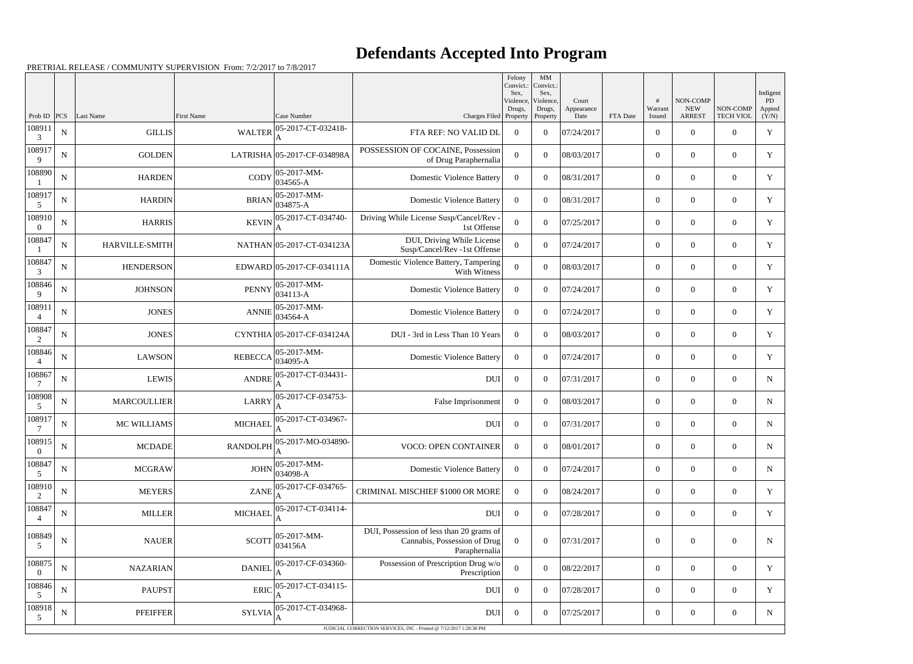# Defendants Accepted Into Program

PRETRIAL RELEASE / COMMUNITY SUPERVISION From: 7/2/2017 to 7/8/2017

| Prob ID | PCS | Last Name | First Name | Case Number | Charges Filed | Felony Convict.: Sex, Violence, Drugs, Property | MM Convict.: Sex, Violence, Drugs, Property | Court Appearance Date | FTA Date | # Warrant Issued | NON-COMP NEW ARREST | NON-COMP TECH VIOL | Indigent PD Appted (Y/N) |
|---|---|---|---|---|---|---|---|---|---|---|---|---|---|
| 1089113 | N | GILLIS | WALTER | 05-2017-CT-032418-A | FTA REF: NO VALID DL | 0 | 0 | 07/24/2017 | | 0 | 0 | 0 | Y |
| 1089179 | N | GOLDEN | LATRISHA | 05-2017-CF-034898A | POSSESSION OF COCAINE, Possession of Drug Paraphernalia | 0 | 0 | 08/03/2017 | | 0 | 0 | 0 | Y |
| 1088901 | N | HARDEN | CODY | 05-2017-MM-034565-A | Domestic Violence Battery | 0 | 0 | 08/31/2017 | | 0 | 0 | 0 | Y |
| 1089175 | N | HARDIN | BRIAN | 05-2017-MM-034875-A | Domestic Violence Battery | 0 | 0 | 08/31/2017 | | 0 | 0 | 0 | Y |
| 1089100 | N | HARRIS | KEVIN | 05-2017-CT-034740-A | Driving While License Susp/Cancel/Rev - 1st Offense | 0 | 0 | 07/25/2017 | | 0 | 0 | 0 | Y |
| 1088471 | N | HARVILLE-SMITH | NATHAN | 05-2017-CT-034123A | DUI, Driving While License Susp/Cancel/Rev -1st Offense | 0 | 0 | 07/24/2017 | | 0 | 0 | 0 | Y |
| 1088473 | N | HENDERSON | EDWARD | 05-2017-CF-034111A | Domestic Violence Battery, Tampering With Witness | 0 | 0 | 08/03/2017 | | 0 | 0 | 0 | Y |
| 1088469 | N | JOHNSON | PENNY | 05-2017-MM-034113-A | Domestic Violence Battery | 0 | 0 | 07/24/2017 | | 0 | 0 | 0 | Y |
| 1089114 | N | JONES | ANNIE | 05-2017-MM-034564-A | Domestic Violence Battery | 0 | 0 | 07/24/2017 | | 0 | 0 | 0 | Y |
| 1088472 | N | JONES | CYNTHIA | 05-2017-CF-034124A | DUI - 3rd in Less Than 10 Years | 0 | 0 | 08/03/2017 | | 0 | 0 | 0 | Y |
| 1088464 | N | LAWSON | REBECCA | 05-2017-MM-034095-A | Domestic Violence Battery | 0 | 0 | 07/24/2017 | | 0 | 0 | 0 | Y |
| 1088677 | N | LEWIS | ANDRE | 05-2017-CT-034431-A | DUI | 0 | 0 | 07/31/2017 | | 0 | 0 | 0 | N |
| 1089085 | N | MARCOULLIER | LARRY | 05-2017-CF-034753-A | False Imprisonment | 0 | 0 | 08/03/2017 | | 0 | 0 | 0 | N |
| 1089177 | N | MC WILLIAMS | MICHAEL | 05-2017-CT-034967-A | DUI | 0 | 0 | 07/31/2017 | | 0 | 0 | 0 | N |
| 1089150 | N | MCDADE | RANDOLPH | 05-2017-MO-034890-A | VOCO: OPEN CONTAINER | 0 | 0 | 08/01/2017 | | 0 | 0 | 0 | N |
| 1088475 | N | MCGRAW | JOHN | 05-2017-MM-034098-A | Domestic Violence Battery | 0 | 0 | 07/24/2017 | | 0 | 0 | 0 | N |
| 1089102 | N | MEYERS | ZANE | 05-2017-CF-034765-A | CRIMINAL MISCHIEF $1000 OR MORE | 0 | 0 | 08/24/2017 | | 0 | 0 | 0 | Y |
| 1088474 | N | MILLER | MICHAEL | 05-2017-CT-034114-A | DUI | 0 | 0 | 07/28/2017 | | 0 | 0 | 0 | Y |
| 1088495 | N | NAUER | SCOTT | 05-2017-MM-034156A | DUI, Possession of less than 20 grams of Cannabis, Possession of Drug Paraphernalia | 0 | 0 | 07/31/2017 | | 0 | 0 | 0 | N |
| 1088750 | N | NAZARIAN | DANIEL | 05-2017-CF-034360-A | Possession of Prescription Drug w/o Prescription | 0 | 0 | 08/22/2017 | | 0 | 0 | 0 | Y |
| 1088465 | N | PAUPST | ERIC | 05-2017-CT-034115-A | DUI | 0 | 0 | 07/28/2017 | | 0 | 0 | 0 | Y |
| 1089185 | N | PFEIFFER | SYLVIA | 05-2017-CT-034968-A | DUI | 0 | 0 | 07/25/2017 | | 0 | 0 | 0 | N |

JUDICIAL CORRECTION SERVICES, INC - Printed @ 7/12/2017 1:20:38 PM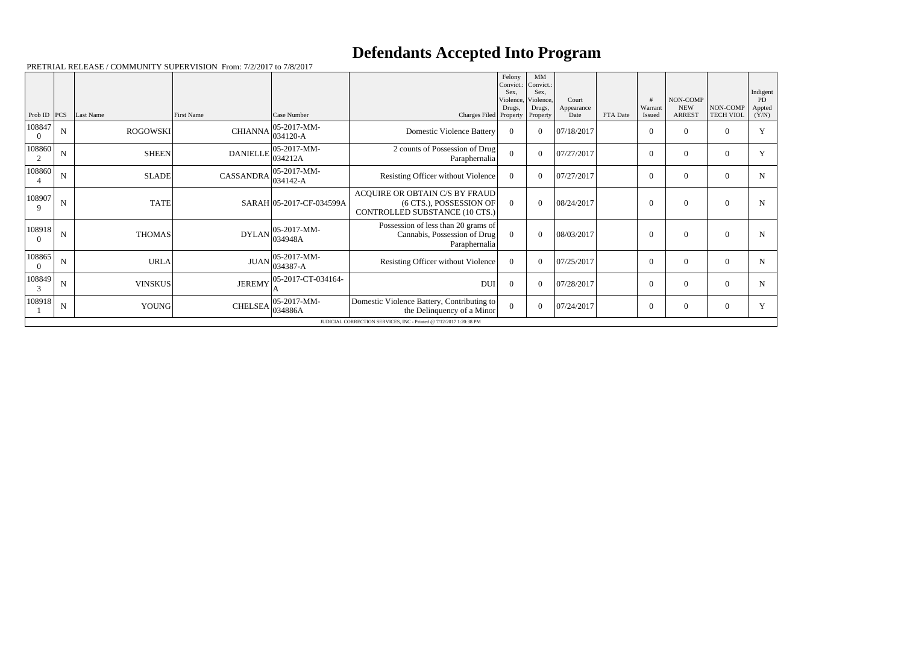# Defendants Accepted Into Program

PRETRIAL RELEASE / COMMUNITY SUPERVISION From: 7/2/2017 to 7/8/2017

| Prob ID | PCS | Last Name | First Name | Case Number | Charges Filed | Felony Convict.: Sex, Violence, Drugs, Property | MM Convict.: Sex, Violence, Drugs, Property | Court Appearance Date | FTA Date | # Warrant Issued | NON-COMP NEW ARREST | NON-COMP TECH VIOL | Indigent PD Appted (Y/N) |
|---|---|---|---|---|---|---|---|---|---|---|---|---|---|
| 1088470 | N | ROGOWSKI | CHIANNA | 05-2017-MM-034120-A | Domestic Violence Battery | 0 | 0 | 07/18/2017 | | 0 | 0 | 0 | Y |
| 1088602 | N | SHEEN | DANIELLE | 05-2017-MM-034212A | 2 counts of Possession of Drug Paraphernalia | 0 | 0 | 07/27/2017 | | 0 | 0 | 0 | Y |
| 1088604 | N | SLADE | CASSANDRA | 05-2017-MM-034142-A | Resisting Officer without Violence | 0 | 0 | 07/27/2017 | | 0 | 0 | 0 | N |
| 1089079 | N | TATE | SARAH | 05-2017-CF-034599A | ACQUIRE OR OBTAIN C/S BY FRAUD (6 CTS.), POSSESSION OF CONTROLLED SUBSTANCE (10 CTS.) | 0 | 0 | 08/24/2017 | | 0 | 0 | 0 | N |
| 1089180 | N | THOMAS | DYLAN | 05-2017-MM-034948A | Possession of less than 20 grams of Cannabis, Possession of Drug Paraphernalia | 0 | 0 | 08/03/2017 | | 0 | 0 | 0 | N |
| 1088650 | N | URLA | JUAN | 05-2017-MM-034387-A | Resisting Officer without Violence | 0 | 0 | 07/25/2017 | | 0 | 0 | 0 | N |
| 1088493 | N | VINSKUS | JEREMY | 05-2017-CT-034164-A | DUI | 0 | 0 | 07/28/2017 | | 0 | 0 | 0 | N |
| 1089181 | N | YOUNG | CHELSEA | 05-2017-MM-034886A | Domestic Violence Battery, Contributing to the Delinquency of a Minor | 0 | 0 | 07/24/2017 | | 0 | 0 | 0 | Y |

JUDICIAL CORRECTION SERVICES, INC - Printed @ 7/12/2017 1:20:38 PM